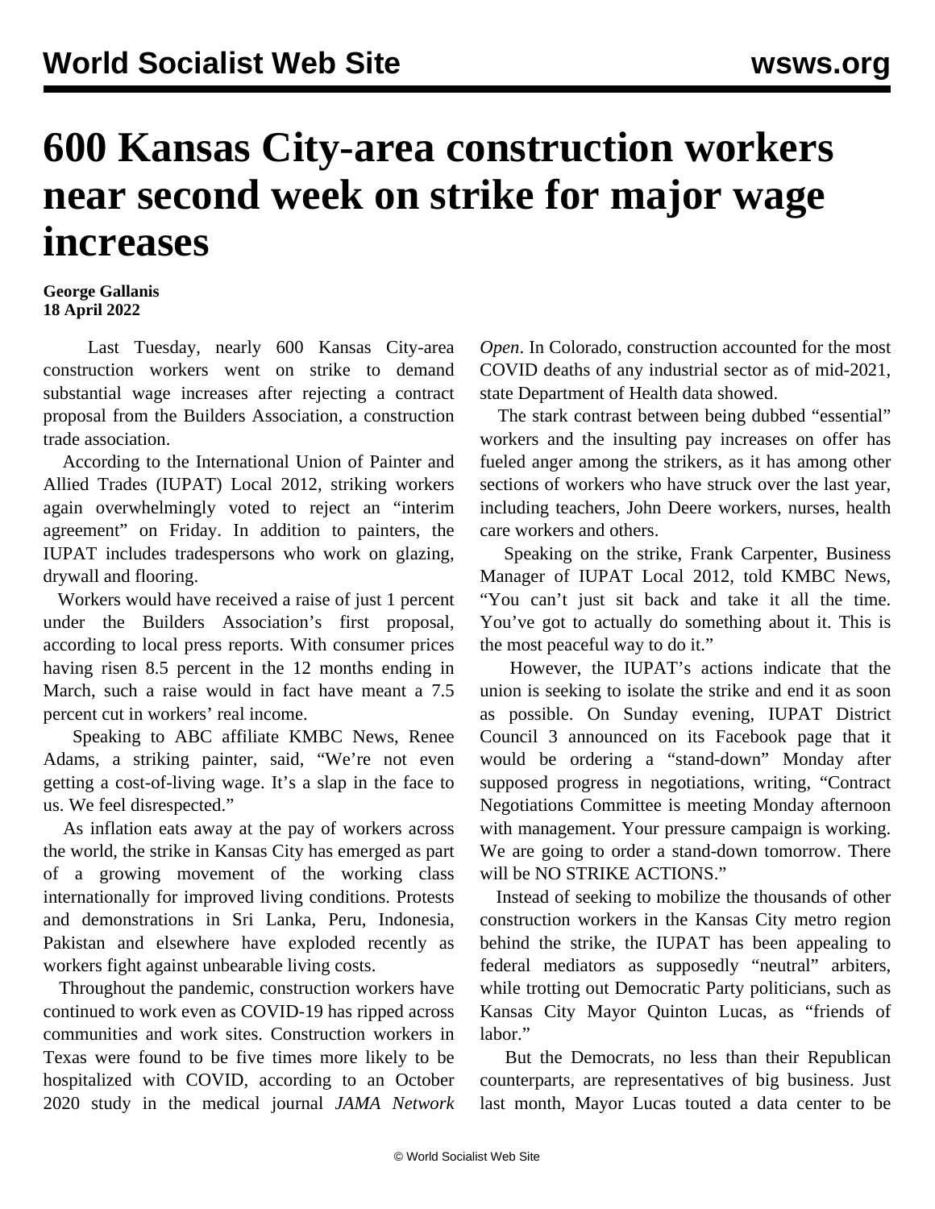# 600 Kansas City-area construction workers near second week on strike for major wage increases

**George Gallanis**
**18 April 2022**

Last Tuesday, nearly 600 Kansas City-area construction workers went on strike to demand substantial wage increases after rejecting a contract proposal from the Builders Association, a construction trade association.

According to the International Union of Painter and Allied Trades (IUPAT) Local 2012, striking workers again overwhelmingly voted to reject an "interim agreement" on Friday. In addition to painters, the IUPAT includes tradespersons who work on glazing, drywall and flooring.

Workers would have received a raise of just 1 percent under the Builders Association's first proposal, according to local press reports. With consumer prices having risen 8.5 percent in the 12 months ending in March, such a raise would in fact have meant a 7.5 percent cut in workers' real income.

Speaking to ABC affiliate KMBC News, Renee Adams, a striking painter, said, "We're not even getting a cost-of-living wage. It's a slap in the face to us. We feel disrespected."

As inflation eats away at the pay of workers across the world, the strike in Kansas City has emerged as part of a growing movement of the working class internationally for improved living conditions. Protests and demonstrations in Sri Lanka, Peru, Indonesia, Pakistan and elsewhere have exploded recently as workers fight against unbearable living costs.

Throughout the pandemic, construction workers have continued to work even as COVID-19 has ripped across communities and work sites. Construction workers in Texas were found to be five times more likely to be hospitalized with COVID, according to an October 2020 study in the medical journal *JAMA Network Open*. In Colorado, construction accounted for the most COVID deaths of any industrial sector as of mid-2021, state Department of Health data showed.

The stark contrast between being dubbed "essential" workers and the insulting pay increases on offer has fueled anger among the strikers, as it has among other sections of workers who have struck over the last year, including teachers, John Deere workers, nurses, health care workers and others.

Speaking on the strike, Frank Carpenter, Business Manager of IUPAT Local 2012, told KMBC News, "You can't just sit back and take it all the time. You've got to actually do something about it. This is the most peaceful way to do it."

However, the IUPAT's actions indicate that the union is seeking to isolate the strike and end it as soon as possible. On Sunday evening, IUPAT District Council 3 announced on its Facebook page that it would be ordering a "stand-down" Monday after supposed progress in negotiations, writing, "Contract Negotiations Committee is meeting Monday afternoon with management. Your pressure campaign is working. We are going to order a stand-down tomorrow. There will be NO STRIKE ACTIONS."

Instead of seeking to mobilize the thousands of other construction workers in the Kansas City metro region behind the strike, the IUPAT has been appealing to federal mediators as supposedly "neutral" arbiters, while trotting out Democratic Party politicians, such as Kansas City Mayor Quinton Lucas, as "friends of labor."

But the Democrats, no less than their Republican counterparts, are representatives of big business. Just last month, Mayor Lucas touted a data center to be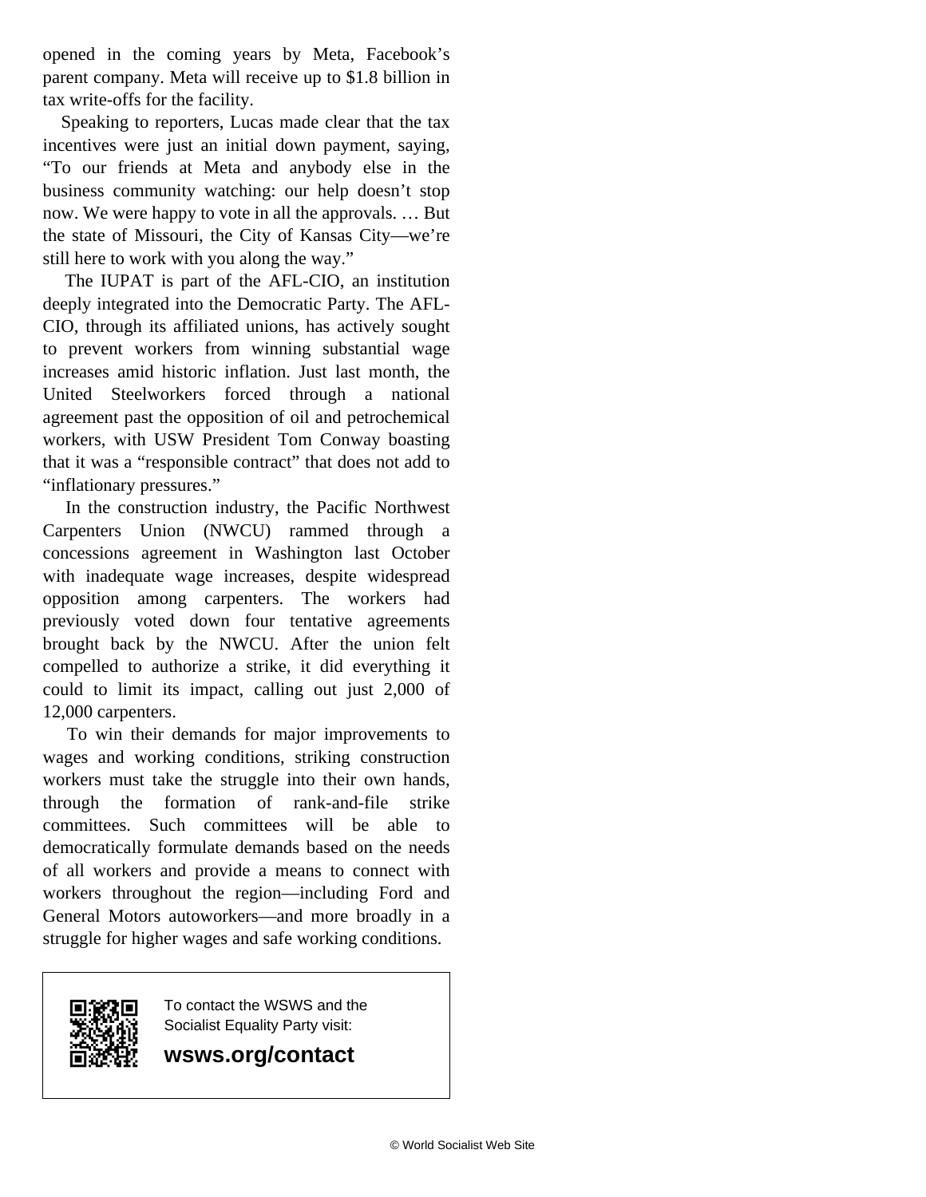opened in the coming years by Meta, Facebook's parent company. Meta will receive up to $1.8 billion in tax write-offs for the facility.

Speaking to reporters, Lucas made clear that the tax incentives were just an initial down payment, saying, "To our friends at Meta and anybody else in the business community watching: our help doesn't stop now. We were happy to vote in all the approvals. … But the state of Missouri, the City of Kansas City—we're still here to work with you along the way."

The IUPAT is part of the AFL-CIO, an institution deeply integrated into the Democratic Party. The AFL-CIO, through its affiliated unions, has actively sought to prevent workers from winning substantial wage increases amid historic inflation. Just last month, the United Steelworkers forced through a national agreement past the opposition of oil and petrochemical workers, with USW President Tom Conway boasting that it was a "responsible contract" that does not add to "inflationary pressures."

In the construction industry, the Pacific Northwest Carpenters Union (NWCU) rammed through a concessions agreement in Washington last October with inadequate wage increases, despite widespread opposition among carpenters. The workers had previously voted down four tentative agreements brought back by the NWCU. After the union felt compelled to authorize a strike, it did everything it could to limit its impact, calling out just 2,000 of 12,000 carpenters.

To win their demands for major improvements to wages and working conditions, striking construction workers must take the struggle into their own hands, through the formation of rank-and-file strike committees. Such committees will be able to democratically formulate demands based on the needs of all workers and provide a means to connect with workers throughout the region—including Ford and General Motors autoworkers—and more broadly in a struggle for higher wages and safe working conditions.

To contact the WSWS and the Socialist Equality Party visit:

**wsws.org/contact**